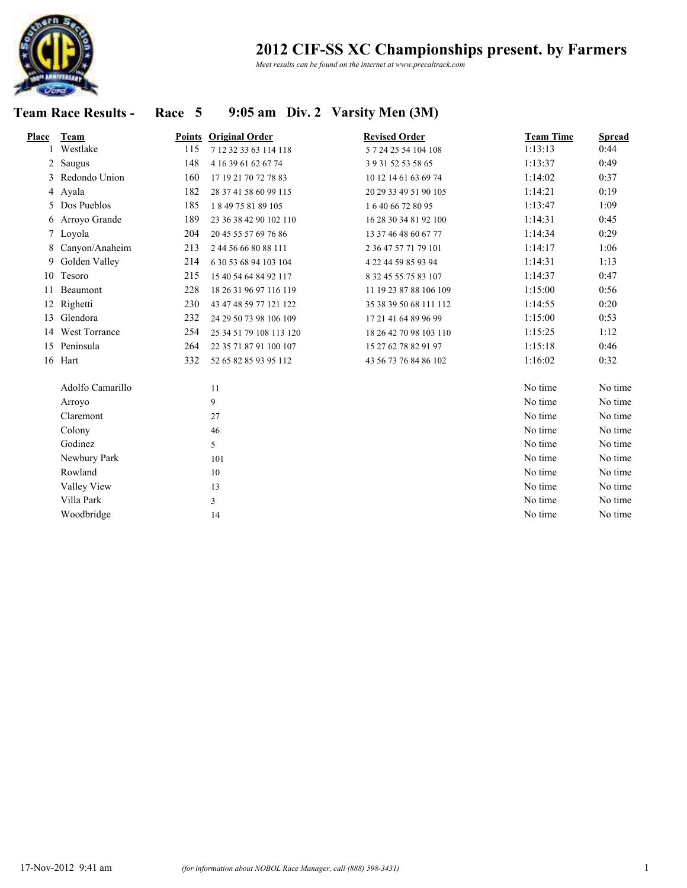# 2012 CIF-SS XC Championships present. by Farmers

*Meet results can be found on the internet at www.precaltrack.com*

## Team Race Results - Race 5 9:05 am Div. 2 Varsity Men (3M)

| Place | Team | Points | Original Order | Revised Order | Team Time | Spread |
|---|---|---|---|---|---|---|
| 1 | Westlake | 115 | 7 12 32 33 63 114 118 | 5 7 24 25 54 104 108 | 1:13:13 | 0:44 |
| 2 | Saugus | 148 | 4 16 39 61 62 67 74 | 3 9 31 52 53 58 65 | 1:13:37 | 0:49 |
| 3 | Redondo Union | 160 | 17 19 21 70 72 78 83 | 10 12 14 61 63 69 74 | 1:14:02 | 0:37 |
| 4 | Ayala | 182 | 28 37 41 58 60 99 115 | 20 29 33 49 51 90 105 | 1:14:21 | 0:19 |
| 5 | Dos Pueblos | 185 | 1 8 49 75 81 89 105 | 1 6 40 66 72 80 95 | 1:13:47 | 1:09 |
| 6 | Arroyo Grande | 189 | 23 36 38 42 90 102 110 | 16 28 30 34 81 92 100 | 1:14:31 | 0:45 |
| 7 | Loyola | 204 | 20 45 55 57 69 76 86 | 13 37 46 48 60 67 77 | 1:14:34 | 0:29 |
| 8 | Canyon/Anaheim | 213 | 2 44 56 66 80 88 111 | 2 36 47 57 71 79 101 | 1:14:17 | 1:06 |
| 9 | Golden Valley | 214 | 6 30 53 68 94 103 104 | 4 22 44 59 85 93 94 | 1:14:31 | 1:13 |
| 10 | Tesoro | 215 | 15 40 54 64 84 92 117 | 8 32 45 55 75 83 107 | 1:14:37 | 0:47 |
| 11 | Beaumont | 228 | 18 26 31 96 97 116 119 | 11 19 23 87 88 106 109 | 1:15:00 | 0:56 |
| 12 | Righetti | 230 | 43 47 48 59 77 121 122 | 35 38 39 50 68 111 112 | 1:14:55 | 0:20 |
| 13 | Glendora | 232 | 24 29 50 73 98 106 109 | 17 21 41 64 89 96 99 | 1:15:00 | 0:53 |
| 14 | West Torrance | 254 | 25 34 51 79 108 113 120 | 18 26 42 70 98 103 110 | 1:15:25 | 1:12 |
| 15 | Peninsula | 264 | 22 35 71 87 91 100 107 | 15 27 62 78 82 91 97 | 1:15:18 | 0:46 |
| 16 | Hart | 332 | 52 65 82 85 93 95 112 | 43 56 73 76 84 86 102 | 1:16:02 | 0:32 |
| | Adolfo Camarillo | | 11 | | No time | No time |
| | Arroyo | | 9 | | No time | No time |
| | Claremont | | 27 | | No time | No time |
| | Colony | | 46 | | No time | No time |
| | Godinez | | 5 | | No time | No time |
| | Newbury Park | | 101 | | No time | No time |
| | Rowland | | 10 | | No time | No time |
| | Valley View | | 13 | | No time | No time |
| | Villa Park | | 3 | | No time | No time |
| | Woodbridge | | 14 | | No time | No time |

17-Nov-2012 9:41 am *(for information about NOBOL Race Manager, call (888) 598-3431)*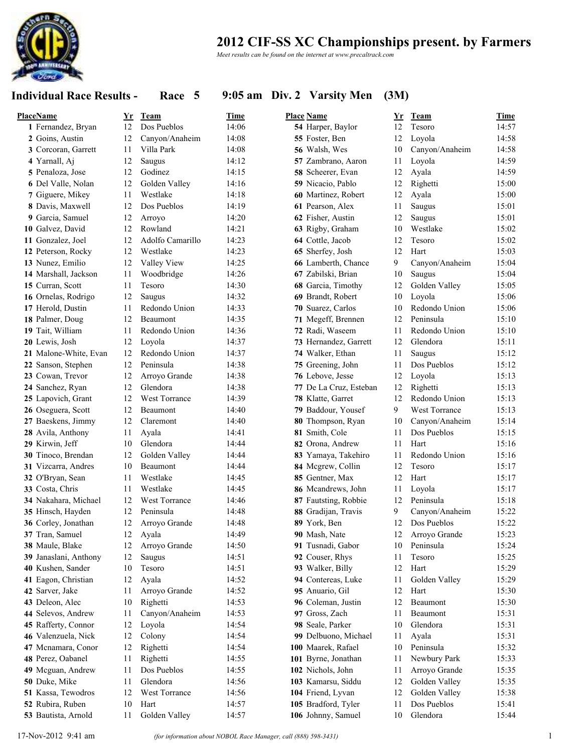# 2012 CIF-SS XC Championships present. by Farmers

*Meet results can be found on the internet at www.precaltrack.com*

## Individual Race Results - Race 5 9:05 am Div. 2 Varsity Men (3M)

| Place | Name | Yr | Team | Time |
|---|---|---|---|---|
| 1 | Fernandez, Bryan | 12 | Dos Pueblos | 14:06 |
| 2 | Goins, Austin | 12 | Canyon/Anaheim | 14:08 |
| 3 | Corcoran, Garrett | 11 | Villa Park | 14:08 |
| 4 | Yarnall, Aj | 12 | Saugus | 14:12 |
| 5 | Penaloza, Jose | 12 | Godinez | 14:15 |
| 6 | Del Valle, Nolan | 12 | Golden Valley | 14:16 |
| 7 | Giguere, Mikey | 11 | Westlake | 14:18 |
| 8 | Davis, Maxwell | 12 | Dos Pueblos | 14:19 |
| 9 | Garcia, Samuel | 12 | Arroyo | 14:20 |
| 10 | Galvez, David | 12 | Rowland | 14:21 |
| 11 | Gonzalez, Joel | 12 | Adolfo Camarillo | 14:23 |
| 12 | Peterson, Rocky | 12 | Westlake | 14:23 |
| 13 | Nunez, Emilio | 12 | Valley View | 14:25 |
| 14 | Marshall, Jackson | 11 | Woodbridge | 14:26 |
| 15 | Curran, Scott | 11 | Tesoro | 14:30 |
| 16 | Ornelas, Rodrigo | 12 | Saugus | 14:32 |
| 17 | Herold, Dustin | 11 | Redondo Union | 14:33 |
| 18 | Palmer, Doug | 12 | Beaumont | 14:35 |
| 19 | Tait, William | 11 | Redondo Union | 14:36 |
| 20 | Lewis, Josh | 12 | Loyola | 14:37 |
| 21 | Malone-White, Evan | 12 | Redondo Union | 14:37 |
| 22 | Sanson, Stephen | 12 | Peninsula | 14:38 |
| 23 | Cowan, Trevor | 12 | Arroyo Grande | 14:38 |
| 24 | Sanchez, Ryan | 12 | Glendora | 14:38 |
| 25 | Lapovich, Grant | 12 | West Torrance | 14:39 |
| 26 | Oseguera, Scott | 12 | Beaumont | 14:40 |
| 27 | Baeskens, Jimmy | 12 | Claremont | 14:40 |
| 28 | Avila, Anthony | 11 | Ayala | 14:41 |
| 29 | Kirwin, Jeff | 10 | Glendora | 14:44 |
| 30 | Tinoco, Brendan | 12 | Golden Valley | 14:44 |
| 31 | Vizcarra, Andres | 10 | Beaumont | 14:44 |
| 32 | O'Bryan, Sean | 11 | Westlake | 14:45 |
| 33 | Costa, Chris | 11 | Westlake | 14:45 |
| 34 | Nakahara, Michael | 12 | West Torrance | 14:46 |
| 35 | Hinsch, Hayden | 12 | Peninsula | 14:48 |
| 36 | Corley, Jonathan | 12 | Arroyo Grande | 14:48 |
| 37 | Tran, Samuel | 12 | Ayala | 14:49 |
| 38 | Maule, Blake | 12 | Arroyo Grande | 14:50 |
| 39 | Janaslani, Anthony | 12 | Saugus | 14:51 |
| 40 | Kushen, Sander | 10 | Tesoro | 14:51 |
| 41 | Eagon, Christian | 12 | Ayala | 14:52 |
| 42 | Sarver, Jake | 11 | Arroyo Grande | 14:52 |
| 43 | Deleon, Alec | 10 | Righetti | 14:53 |
| 44 | Selevos, Andrew | 11 | Canyon/Anaheim | 14:53 |
| 45 | Rafferty, Connor | 12 | Loyola | 14:54 |
| 46 | Valenzuela, Nick | 12 | Colony | 14:54 |
| 47 | Mcnamara, Conor | 12 | Righetti | 14:54 |
| 48 | Perez, Oabanel | 11 | Righetti | 14:55 |
| 49 | Mcguan, Andrew | 11 | Dos Pueblos | 14:55 |
| 50 | Duke, Mike | 11 | Glendora | 14:56 |
| 51 | Kassa, Tewodros | 12 | West Torrance | 14:56 |
| 52 | Rubira, Ruben | 10 | Hart | 14:57 |
| 53 | Bautista, Arnold | 11 | Golden Valley | 14:57 |
| 54 | Harper, Baylor | 12 | Tesoro | 14:57 |
| 55 | Foster, Ben | 12 | Loyola | 14:58 |
| 56 | Walsh, Wes | 10 | Canyon/Anaheim | 14:58 |
| 57 | Zambrano, Aaron | 11 | Loyola | 14:59 |
| 58 | Scheerer, Evan | 12 | Ayala | 14:59 |
| 59 | Nicacio, Pablo | 12 | Righetti | 15:00 |
| 60 | Martinez, Robert | 12 | Ayala | 15:00 |
| 61 | Pearson, Alex | 11 | Saugus | 15:01 |
| 62 | Fisher, Austin | 12 | Saugus | 15:01 |
| 63 | Rigby, Graham | 10 | Westlake | 15:02 |
| 64 | Cottle, Jacob | 12 | Tesoro | 15:02 |
| 65 | Sherfey, Josh | 12 | Hart | 15:03 |
| 66 | Lamberth, Chance | 9 | Canyon/Anaheim | 15:04 |
| 67 | Zabilski, Brian | 10 | Saugus | 15:04 |
| 68 | Garcia, Timothy | 12 | Golden Valley | 15:05 |
| 69 | Brandt, Robert | 10 | Loyola | 15:06 |
| 70 | Suarez, Carlos | 10 | Redondo Union | 15:06 |
| 71 | Megeff, Brennen | 12 | Peninsula | 15:10 |
| 72 | Radi, Waseem | 11 | Redondo Union | 15:10 |
| 73 | Hernandez, Garrett | 12 | Glendora | 15:11 |
| 74 | Walker, Ethan | 11 | Saugus | 15:12 |
| 75 | Greening, John | 11 | Dos Pueblos | 15:12 |
| 76 | Lebove, Jesse | 12 | Loyola | 15:13 |
| 77 | De La Cruz, Esteban | 12 | Righetti | 15:13 |
| 78 | Klatte, Garret | 12 | Redondo Union | 15:13 |
| 79 | Baddour, Yousef | 9 | West Torrance | 15:13 |
| 80 | Thompson, Ryan | 10 | Canyon/Anaheim | 15:14 |
| 81 | Smith, Cole | 11 | Dos Pueblos | 15:15 |
| 82 | Orona, Andrew | 11 | Hart | 15:16 |
| 83 | Yamaya, Takehiro | 11 | Redondo Union | 15:16 |
| 84 | Mcgrew, Collin | 12 | Tesoro | 15:17 |
| 85 | Gentner, Max | 12 | Hart | 15:17 |
| 86 | Mcandrews, John | 11 | Loyola | 15:17 |
| 87 | Fautsting, Robbie | 12 | Peninsula | 15:18 |
| 88 | Gradijan, Travis | 9 | Canyon/Anaheim | 15:22 |
| 89 | York, Ben | 12 | Dos Pueblos | 15:22 |
| 90 | Mash, Nate | 12 | Arroyo Grande | 15:23 |
| 91 | Tusnadi, Gabor | 10 | Peninsula | 15:24 |
| 92 | Couser, Rhys | 11 | Tesoro | 15:25 |
| 93 | Walker, Billy | 12 | Hart | 15:29 |
| 94 | Contereas, Luke | 11 | Golden Valley | 15:29 |
| 95 | Anuario, Gil | 12 | Hart | 15:30 |
| 96 | Coleman, Justin | 12 | Beaumont | 15:30 |
| 97 | Gross, Zach | 11 | Beaumont | 15:31 |
| 98 | Seale, Parker | 10 | Glendora | 15:31 |
| 99 | Delbuono, Michael | 11 | Ayala | 15:31 |
| 100 | Maarek, Rafael | 10 | Peninsula | 15:32 |
| 101 | Byrne, Jonathan | 11 | Newbury Park | 15:33 |
| 102 | Nichols, John | 11 | Arroyo Grande | 15:35 |
| 103 | Kamarsu, Siddu | 12 | Golden Valley | 15:35 |
| 104 | Friend, Lyvan | 12 | Golden Valley | 15:38 |
| 105 | Bradford, Tyler | 11 | Dos Pueblos | 15:41 |
| 106 | Johnny, Samuel | 10 | Glendora | 15:44 |

17-Nov-2012 9:41 am *(for information about NOBOL Race Manager, call (888) 598-3431)*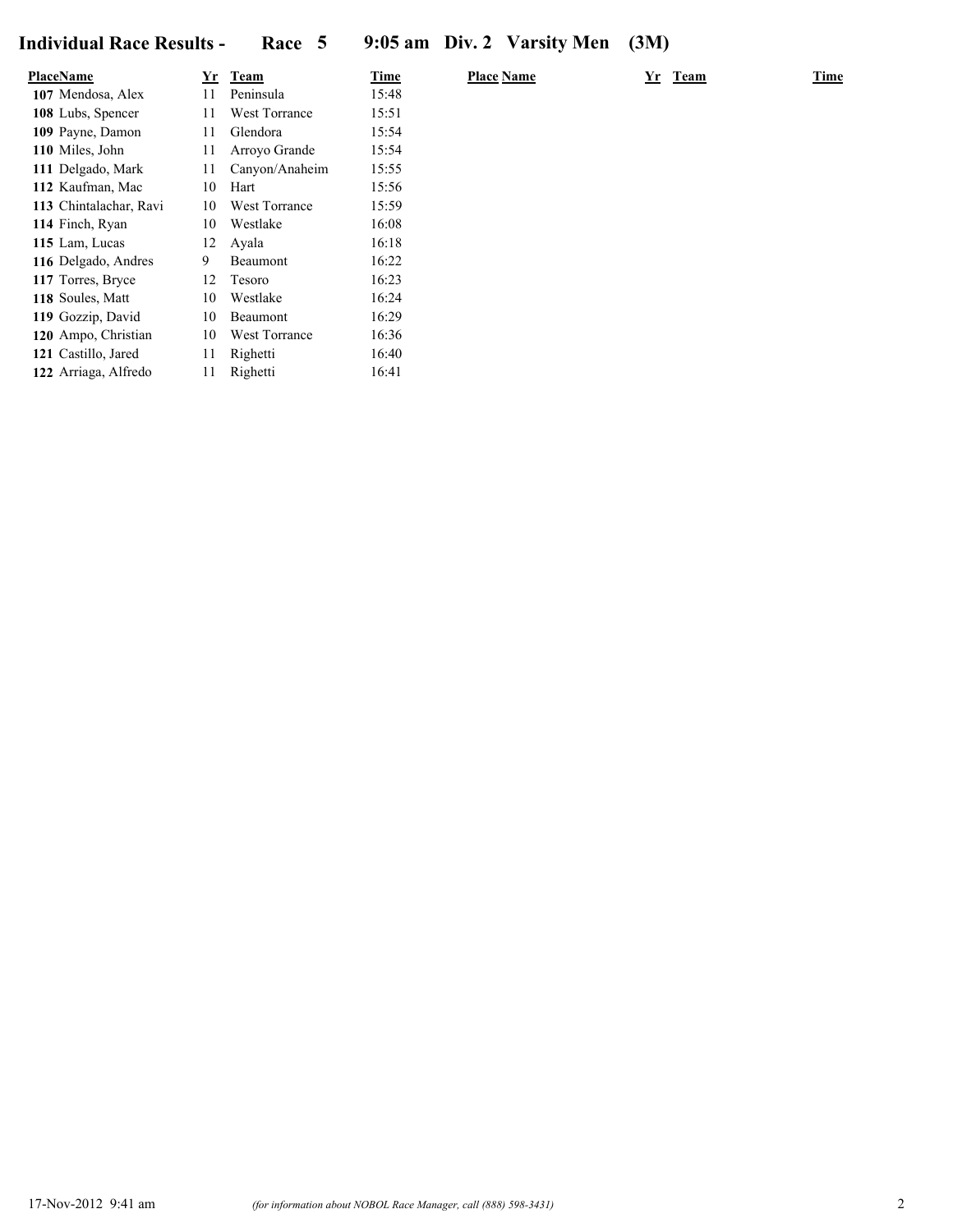## Individual Race Results - Race 5 9:05 am Div. 2 Varsity Men (3M)

| Place | Name | Yr | Team | Time |
|---|---|---|---|---|
| 107 | Mendosa, Alex | 11 | Peninsula | 15:48 |
| 108 | Lubs, Spencer | 11 | West Torrance | 15:51 |
| 109 | Payne, Damon | 11 | Glendora | 15:54 |
| 110 | Miles, John | 11 | Arroyo Grande | 15:54 |
| 111 | Delgado, Mark | 11 | Canyon/Anaheim | 15:55 |
| 112 | Kaufman, Mac | 10 | Hart | 15:56 |
| 113 | Chintalachar, Ravi | 10 | West Torrance | 15:59 |
| 114 | Finch, Ryan | 10 | Westlake | 16:08 |
| 115 | Lam, Lucas | 12 | Ayala | 16:18 |
| 116 | Delgado, Andres | 9 | Beaumont | 16:22 |
| 117 | Torres, Bryce | 12 | Tesoro | 16:23 |
| 118 | Soules, Matt | 10 | Westlake | 16:24 |
| 119 | Gozzip, David | 10 | Beaumont | 16:29 |
| 120 | Ampo, Christian | 10 | West Torrance | 16:36 |
| 121 | Castillo, Jared | 11 | Righetti | 16:40 |
| 122 | Arriaga, Alfredo | 11 | Righetti | 16:41 |

17-Nov-2012 9:41 am *(for information about NOBOL Race Manager, call (888) 598-3431)*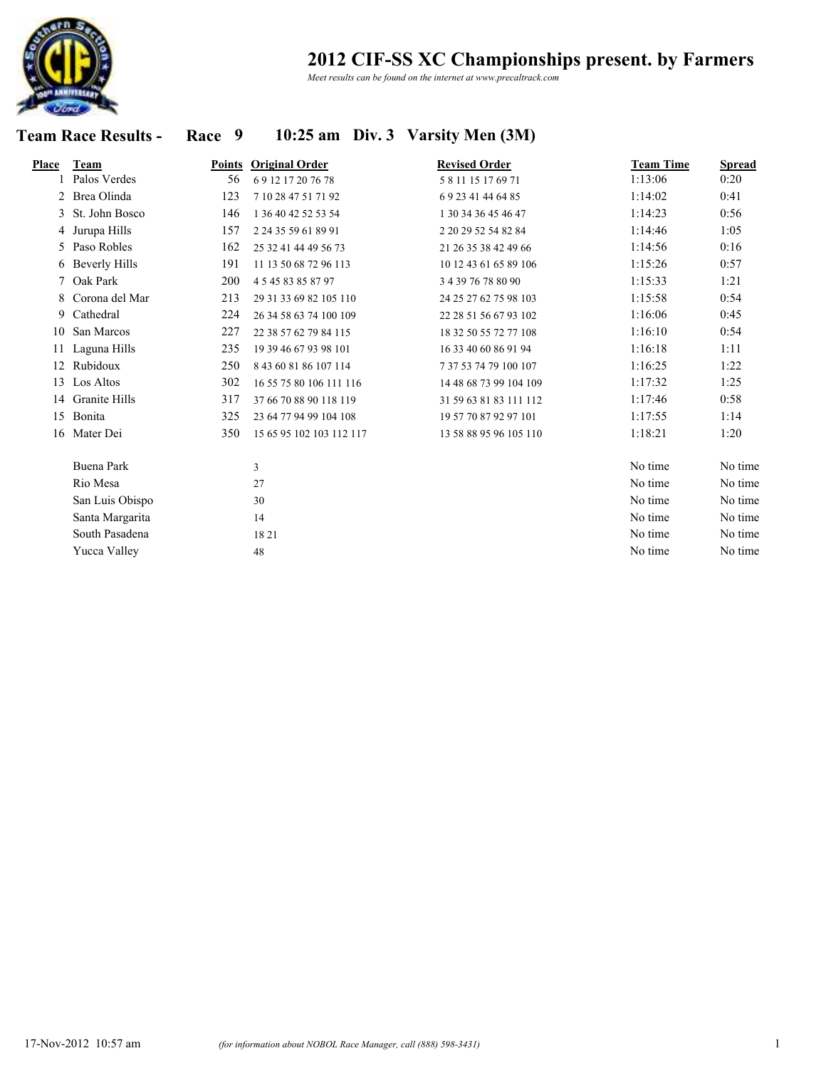# 2012 CIF-SS XC Championships present. by Farmers

*Meet results can be found on the internet at www.precaltrack.com*

## Team Race Results - Race 9 10:25 am Div. 3 Varsity Men (3M)

| Place | Team | Points | Original Order | Revised Order | Team Time | Spread |
|---|---|---|---|---|---|---|
| 1 | Palos Verdes | 56 | 6 9 12 17 20 76 78 | 5 8 11 15 17 69 71 | 1:13:06 | 0:20 |
| 2 | Brea Olinda | 123 | 7 10 28 47 51 71 92 | 6 9 23 41 44 64 85 | 1:14:02 | 0:41 |
| 3 | St. John Bosco | 146 | 1 36 40 42 52 53 54 | 1 30 34 36 45 46 47 | 1:14:23 | 0:56 |
| 4 | Jurupa Hills | 157 | 2 24 35 59 61 89 91 | 2 20 29 52 54 82 84 | 1:14:46 | 1:05 |
| 5 | Paso Robles | 162 | 25 32 41 44 49 56 73 | 21 26 35 38 42 49 66 | 1:14:56 | 0:16 |
| 6 | Beverly Hills | 191 | 11 13 50 68 72 96 113 | 10 12 43 61 65 89 106 | 1:15:26 | 0:57 |
| 7 | Oak Park | 200 | 4 5 45 83 85 87 97 | 3 4 39 76 78 80 90 | 1:15:33 | 1:21 |
| 8 | Corona del Mar | 213 | 29 31 33 69 82 105 110 | 24 25 27 62 75 98 103 | 1:15:58 | 0:54 |
| 9 | Cathedral | 224 | 26 34 58 63 74 100 109 | 22 28 51 56 67 93 102 | 1:16:06 | 0:45 |
| 10 | San Marcos | 227 | 22 38 57 62 79 84 115 | 18 32 50 55 72 77 108 | 1:16:10 | 0:54 |
| 11 | Laguna Hills | 235 | 19 39 46 67 93 98 101 | 16 33 40 60 86 91 94 | 1:16:18 | 1:11 |
| 12 | Rubidoux | 250 | 8 43 60 81 86 107 114 | 7 37 53 74 79 100 107 | 1:16:25 | 1:22 |
| 13 | Los Altos | 302 | 16 55 75 80 106 111 116 | 14 48 68 73 99 104 109 | 1:17:32 | 1:25 |
| 14 | Granite Hills | 317 | 37 66 70 88 90 118 119 | 31 59 63 81 83 111 112 | 1:17:46 | 0:58 |
| 15 | Bonita | 325 | 23 64 77 94 99 104 108 | 19 57 70 87 92 97 101 | 1:17:55 | 1:14 |
| 16 | Mater Dei | 350 | 15 65 95 102 103 112 117 | 13 58 88 95 96 105 110 | 1:18:21 | 1:20 |
| | Buena Park | | 3 | | No time | No time |
| | Rio Mesa | | 27 | | No time | No time |
| | San Luis Obispo | | 30 | | No time | No time |
| | Santa Margarita | | 14 | | No time | No time |
| | South Pasadena | | 18 21 | | No time | No time |
| | Yucca Valley | | 48 | | No time | No time |

17-Nov-2012 10:57 am *(for information about NOBOL Race Manager, call (888) 598-3431)*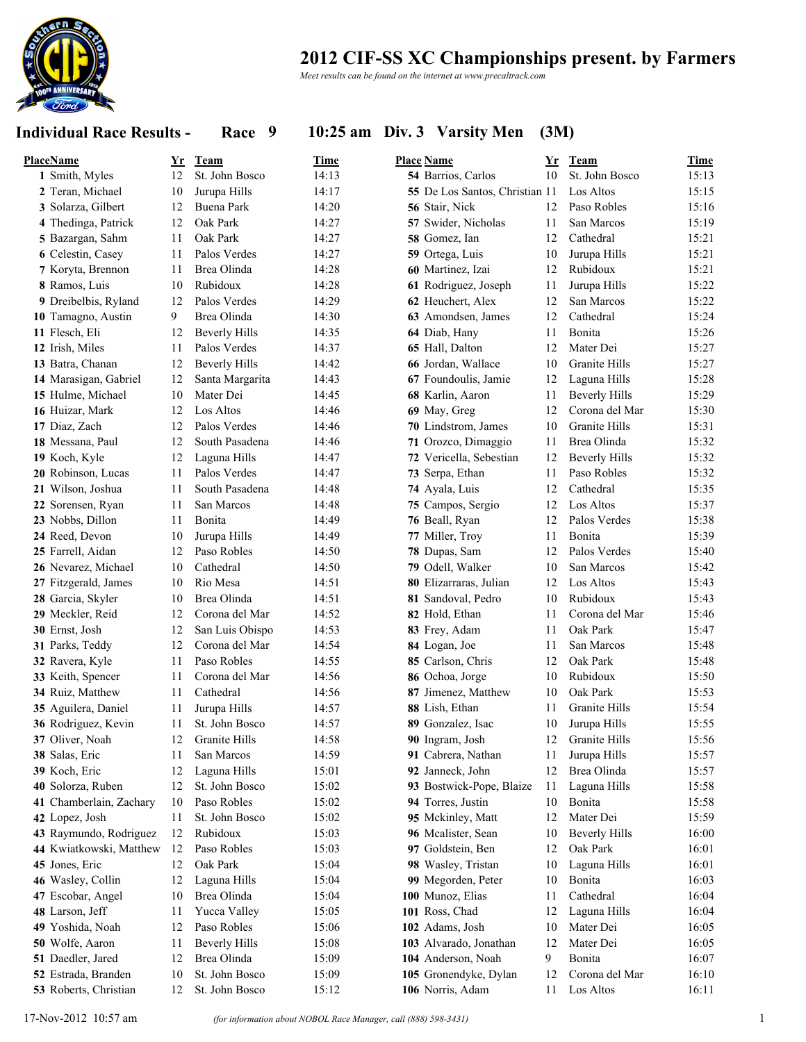# 2012 CIF-SS XC Championships present. by Farmers

*Meet results can be found on the internet at www.precaltrack.com*

## Individual Race Results - Race 9 10:25 am Div. 3 Varsity Men (3M)

| Place | Name | Yr | Team | Time |
|---|---|---|---|---|
| 1 | Smith, Myles | 12 | St. John Bosco | 14:13 |
| 2 | Teran, Michael | 10 | Jurupa Hills | 14:17 |
| 3 | Solarza, Gilbert | 12 | Buena Park | 14:20 |
| 4 | Thedinga, Patrick | 12 | Oak Park | 14:27 |
| 5 | Bazargan, Sahm | 11 | Oak Park | 14:27 |
| 6 | Celestin, Casey | 11 | Palos Verdes | 14:27 |
| 7 | Koryta, Brennon | 11 | Brea Olinda | 14:28 |
| 8 | Ramos, Luis | 10 | Rubidoux | 14:28 |
| 9 | Dreibelbis, Ryland | 12 | Palos Verdes | 14:29 |
| 10 | Tamagno, Austin | 9 | Brea Olinda | 14:30 |
| 11 | Flesch, Eli | 12 | Beverly Hills | 14:35 |
| 12 | Irish, Miles | 11 | Palos Verdes | 14:37 |
| 13 | Batra, Chanan | 12 | Beverly Hills | 14:42 |
| 14 | Marasigan, Gabriel | 12 | Santa Margarita | 14:43 |
| 15 | Hulme, Michael | 10 | Mater Dei | 14:45 |
| 16 | Huizar, Mark | 12 | Los Altos | 14:46 |
| 17 | Diaz, Zach | 12 | Palos Verdes | 14:46 |
| 18 | Messana, Paul | 12 | South Pasadena | 14:46 |
| 19 | Koch, Kyle | 12 | Laguna Hills | 14:47 |
| 20 | Robinson, Lucas | 11 | Palos Verdes | 14:47 |
| 21 | Wilson, Joshua | 11 | South Pasadena | 14:48 |
| 22 | Sorensen, Ryan | 11 | San Marcos | 14:48 |
| 23 | Nobbs, Dillon | 11 | Bonita | 14:49 |
| 24 | Reed, Devon | 10 | Jurupa Hills | 14:49 |
| 25 | Farrell, Aidan | 12 | Paso Robles | 14:50 |
| 26 | Nevarez, Michael | 10 | Cathedral | 14:50 |
| 27 | Fitzgerald, James | 10 | Rio Mesa | 14:51 |
| 28 | Garcia, Skyler | 10 | Brea Olinda | 14:51 |
| 29 | Meckler, Reid | 12 | Corona del Mar | 14:52 |
| 30 | Ernst, Josh | 12 | San Luis Obispo | 14:53 |
| 31 | Parks, Teddy | 12 | Corona del Mar | 14:54 |
| 32 | Ravera, Kyle | 11 | Paso Robles | 14:55 |
| 33 | Keith, Spencer | 11 | Corona del Mar | 14:56 |
| 34 | Ruiz, Matthew | 11 | Cathedral | 14:56 |
| 35 | Aguilera, Daniel | 11 | Jurupa Hills | 14:57 |
| 36 | Rodriguez, Kevin | 11 | St. John Bosco | 14:57 |
| 37 | Oliver, Noah | 12 | Granite Hills | 14:58 |
| 38 | Salas, Eric | 11 | San Marcos | 14:59 |
| 39 | Koch, Eric | 12 | Laguna Hills | 15:01 |
| 40 | Solorza, Ruben | 12 | St. John Bosco | 15:02 |
| 41 | Chamberlain, Zachary | 10 | Paso Robles | 15:02 |
| 42 | Lopez, Josh | 11 | St. John Bosco | 15:02 |
| 43 | Raymundo, Rodriguez | 12 | Rubidoux | 15:03 |
| 44 | Kwiatkowski, Matthew | 12 | Paso Robles | 15:03 |
| 45 | Jones, Eric | 12 | Oak Park | 15:04 |
| 46 | Wasley, Collin | 12 | Laguna Hills | 15:04 |
| 47 | Escobar, Angel | 10 | Brea Olinda | 15:04 |
| 48 | Larson, Jeff | 11 | Yucca Valley | 15:05 |
| 49 | Yoshida, Noah | 12 | Paso Robles | 15:06 |
| 50 | Wolfe, Aaron | 11 | Beverly Hills | 15:08 |
| 51 | Daedler, Jared | 12 | Brea Olinda | 15:09 |
| 52 | Estrada, Branden | 10 | St. John Bosco | 15:09 |
| 53 | Roberts, Christian | 12 | St. John Bosco | 15:12 |
| 54 | Barrios, Carlos | 10 | St. John Bosco | 15:13 |
| 55 | De Los Santos, Christian | 11 | Los Altos | 15:15 |
| 56 | Stair, Nick | 12 | Paso Robles | 15:16 |
| 57 | Swider, Nicholas | 11 | San Marcos | 15:19 |
| 58 | Gomez, Ian | 12 | Cathedral | 15:21 |
| 59 | Ortega, Luis | 10 | Jurupa Hills | 15:21 |
| 60 | Martinez, Izai | 12 | Rubidoux | 15:21 |
| 61 | Rodriguez, Joseph | 11 | Jurupa Hills | 15:22 |
| 62 | Heuchert, Alex | 12 | San Marcos | 15:22 |
| 63 | Amondsen, James | 12 | Cathedral | 15:24 |
| 64 | Diab, Hany | 11 | Bonita | 15:26 |
| 65 | Hall, Dalton | 12 | Mater Dei | 15:27 |
| 66 | Jordan, Wallace | 10 | Granite Hills | 15:27 |
| 67 | Foundoulis, Jamie | 12 | Laguna Hills | 15:28 |
| 68 | Karlin, Aaron | 11 | Beverly Hills | 15:29 |
| 69 | May, Greg | 12 | Corona del Mar | 15:30 |
| 70 | Lindstrom, James | 10 | Granite Hills | 15:31 |
| 71 | Orozco, Dimaggio | 11 | Brea Olinda | 15:32 |
| 72 | Vericella, Sebestian | 12 | Beverly Hills | 15:32 |
| 73 | Serpa, Ethan | 11 | Paso Robles | 15:32 |
| 74 | Ayala, Luis | 12 | Cathedral | 15:35 |
| 75 | Campos, Sergio | 12 | Los Altos | 15:37 |
| 76 | Beall, Ryan | 12 | Palos Verdes | 15:38 |
| 77 | Miller, Troy | 11 | Bonita | 15:39 |
| 78 | Dupas, Sam | 12 | Palos Verdes | 15:40 |
| 79 | Odell, Walker | 10 | San Marcos | 15:42 |
| 80 | Elizarraras, Julian | 12 | Los Altos | 15:43 |
| 81 | Sandoval, Pedro | 10 | Rubidoux | 15:43 |
| 82 | Hold, Ethan | 11 | Corona del Mar | 15:46 |
| 83 | Frey, Adam | 11 | Oak Park | 15:47 |
| 84 | Logan, Joe | 11 | San Marcos | 15:48 |
| 85 | Carlson, Chris | 12 | Oak Park | 15:48 |
| 86 | Ochoa, Jorge | 10 | Rubidoux | 15:50 |
| 87 | Jimenez, Matthew | 10 | Oak Park | 15:53 |
| 88 | Lish, Ethan | 11 | Granite Hills | 15:54 |
| 89 | Gonzalez, Isac | 10 | Jurupa Hills | 15:55 |
| 90 | Ingram, Josh | 12 | Granite Hills | 15:56 |
| 91 | Cabrera, Nathan | 11 | Jurupa Hills | 15:57 |
| 92 | Janneck, John | 12 | Brea Olinda | 15:57 |
| 93 | Bostwick-Pope, Blaize | 11 | Laguna Hills | 15:58 |
| 94 | Torres, Justin | 10 | Bonita | 15:58 |
| 95 | Mckinley, Matt | 12 | Mater Dei | 15:59 |
| 96 | Mcalister, Sean | 10 | Beverly Hills | 16:00 |
| 97 | Goldstein, Ben | 12 | Oak Park | 16:01 |
| 98 | Wasley, Tristan | 10 | Laguna Hills | 16:01 |
| 99 | Megorden, Peter | 10 | Bonita | 16:03 |
| 100 | Munoz, Elias | 11 | Cathedral | 16:04 |
| 101 | Ross, Chad | 12 | Laguna Hills | 16:04 |
| 102 | Adams, Josh | 10 | Mater Dei | 16:05 |
| 103 | Alvarado, Jonathan | 12 | Mater Dei | 16:05 |
| 104 | Anderson, Noah | 9 | Bonita | 16:07 |
| 105 | Gronendyke, Dylan | 12 | Corona del Mar | 16:10 |
| 106 | Norris, Adam | 11 | Los Altos | 16:11 |

17-Nov-2012 10:57 am *(for information about NOBOL Race Manager, call (888) 598-3431)*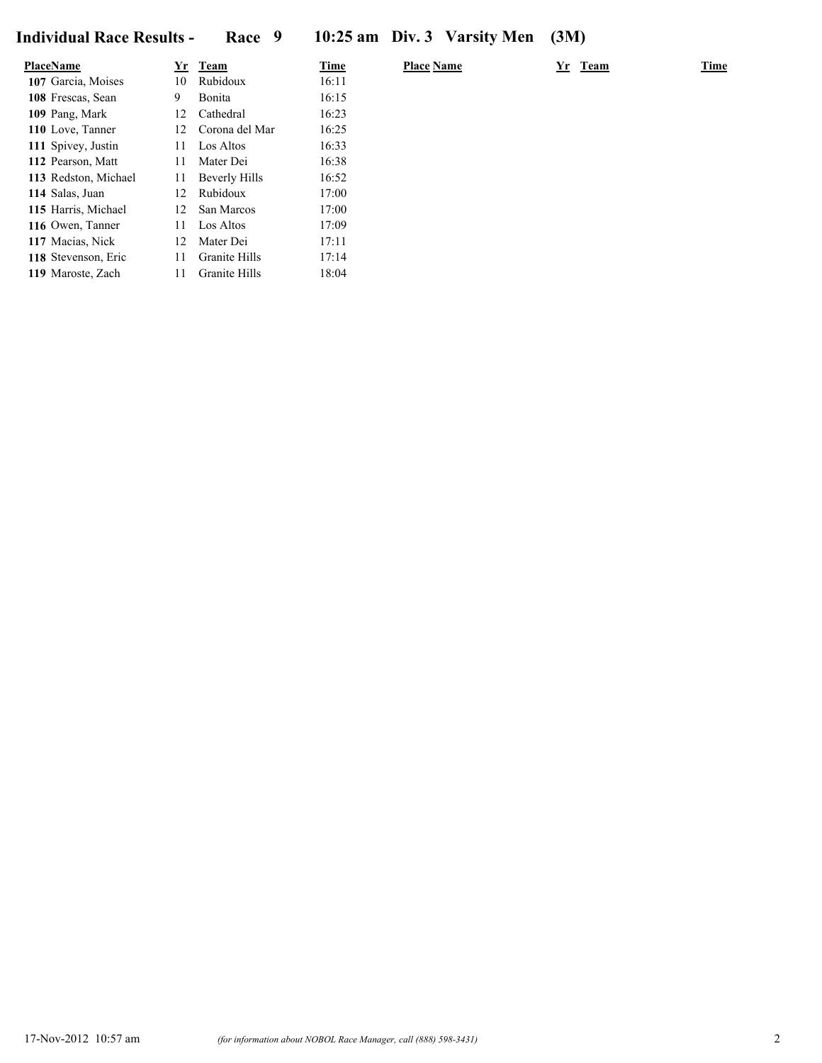# Individual Race Results - Race 9 10:25 am Div. 3 Varsity Men (3M)

| Place | Name | Yr | Team | Time |
|---|---|---|---|---|
| 107 | Garcia, Moises | 10 | Rubidoux | 16:11 |
| 108 | Frescas, Sean | 9 | Bonita | 16:15 |
| 109 | Pang, Mark | 12 | Cathedral | 16:23 |
| 110 | Love, Tanner | 12 | Corona del Mar | 16:25 |
| 111 | Spivey, Justin | 11 | Los Altos | 16:33 |
| 112 | Pearson, Matt | 11 | Mater Dei | 16:38 |
| 113 | Redston, Michael | 11 | Beverly Hills | 16:52 |
| 114 | Salas, Juan | 12 | Rubidoux | 17:00 |
| 115 | Harris, Michael | 12 | San Marcos | 17:00 |
| 116 | Owen, Tanner | 11 | Los Altos | 17:09 |
| 117 | Macias, Nick | 12 | Mater Dei | 17:11 |
| 118 | Stevenson, Eric | 11 | Granite Hills | 17:14 |
| 119 | Maroste, Zach | 11 | Granite Hills | 18:04 |

17-Nov-2012 10:57 am *(for information about NOBOL Race Manager, call (888) 598-3431)*